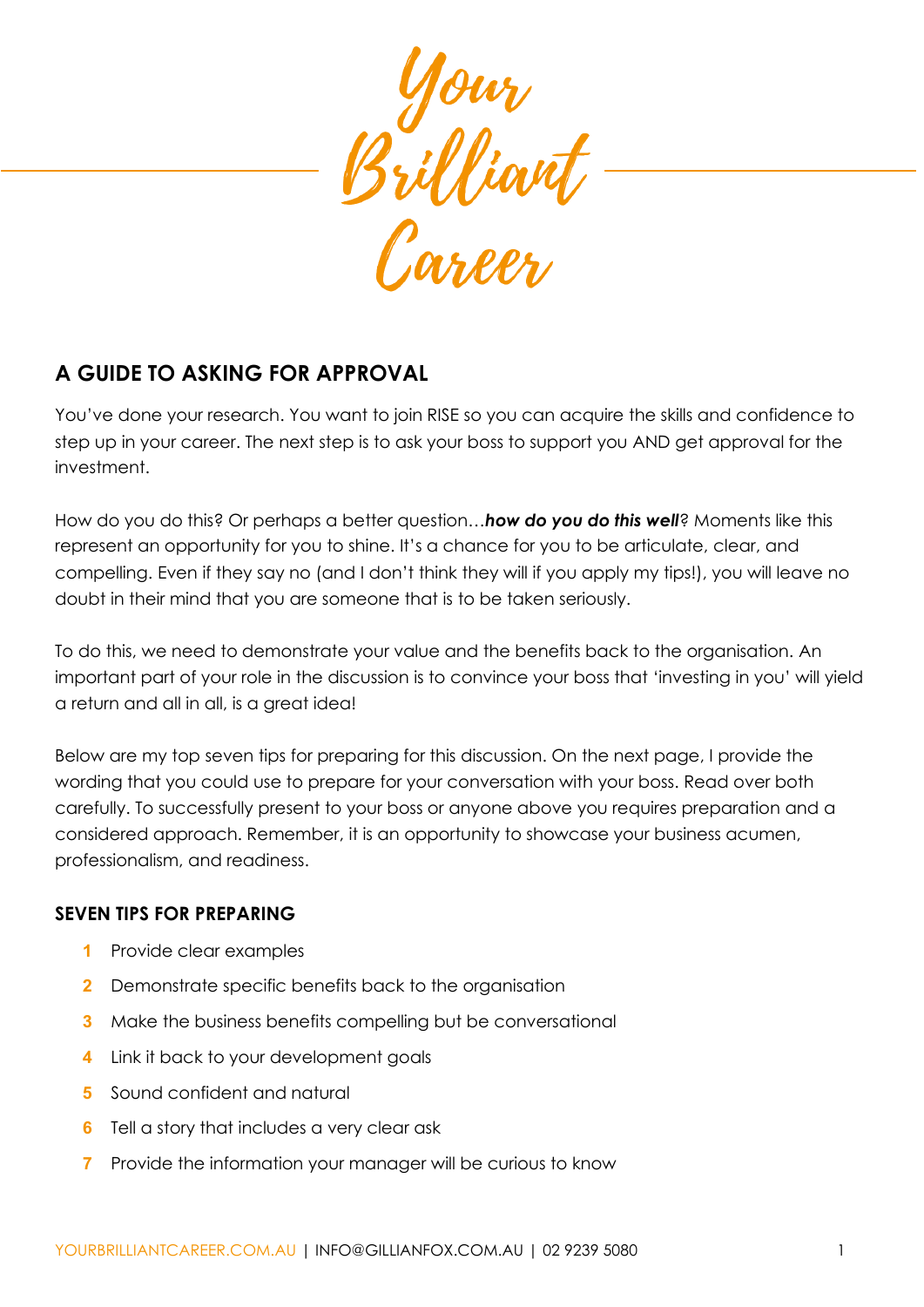Your Brilliant Career

## A GUIDE TO ASKING FOR APPROVAL

You've done your research. You want to join RISE so you can acquire the skills and confidence to step up in your career. The next step is to ask your boss to support you AND get approval for the investment.

How do you do this? Or perhaps a better question…***how do you do this well***? Moments like this represent an opportunity for you to shine. It's a chance for you to be articulate, clear, and compelling. Even if they say no (and I don't think they will if you apply my tips!), you will leave no doubt in their mind that you are someone that is to be taken seriously.

To do this, we need to demonstrate your value and the benefits back to the organisation. An important part of your role in the discussion is to convince your boss that 'investing in you' will yield a return and all in all, is a great idea!

Below are my top seven tips for preparing for this discussion. On the next page, I provide the wording that you could use to prepare for your conversation with your boss. Read over both carefully. To successfully present to your boss or anyone above you requires preparation and a considered approach. Remember, it is an opportunity to showcase your business acumen, professionalism, and readiness.

### SEVEN TIPS FOR PREPARING

1. Provide clear examples
2. Demonstrate specific benefits back to the organisation
3. Make the business benefits compelling but be conversational
4. Link it back to your development goals
5. Sound confident and natural
6. Tell a story that includes a very clear ask
7. Provide the information your manager will be curious to know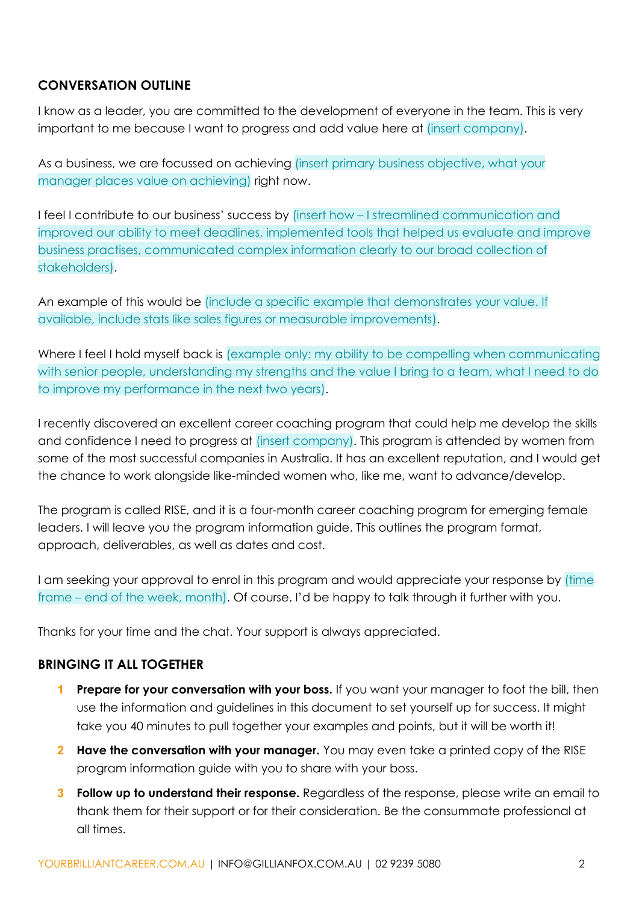## CONVERSATION OUTLINE

I know as a leader, you are committed to the development of everyone in the team. This is very important to me because I want to progress and add value here at (insert company).

As a business, we are focussed on achieving (insert primary business objective, what your manager places value on achieving) right now.

I feel I contribute to our business' success by (insert how – I streamlined communication and improved our ability to meet deadlines, implemented tools that helped us evaluate and improve business practises, communicated complex information clearly to our broad collection of stakeholders).

An example of this would be (include a specific example that demonstrates your value. If available, include stats like sales figures or measurable improvements).

Where I feel I hold myself back is (example only: my ability to be compelling when communicating with senior people, understanding my strengths and the value I bring to a team, what I need to do to improve my performance in the next two years).

I recently discovered an excellent career coaching program that could help me develop the skills and confidence I need to progress at (insert company). This program is attended by women from some of the most successful companies in Australia. It has an excellent reputation, and I would get the chance to work alongside like-minded women who, like me, want to advance/develop.

The program is called RISE, and it is a four-month career coaching program for emerging female leaders. I will leave you the program information guide. This outlines the program format, approach, deliverables, as well as dates and cost.

I am seeking your approval to enrol in this program and would appreciate your response by (time frame – end of the week, month). Of course, I'd be happy to talk through it further with you.

Thanks for your time and the chat. Your support is always appreciated.

## BRINGING IT ALL TOGETHER

1. **Prepare for your conversation with your boss.** If you want your manager to foot the bill, then use the information and guidelines in this document to set yourself up for success. It might take you 40 minutes to pull together your examples and points, but it will be worth it!
2. **Have the conversation with your manager.** You may even take a printed copy of the RISE program information guide with you to share with your boss.
3. **Follow up to understand their response.** Regardless of the response, please write an email to thank them for their support or for their consideration. Be the consummate professional at all times.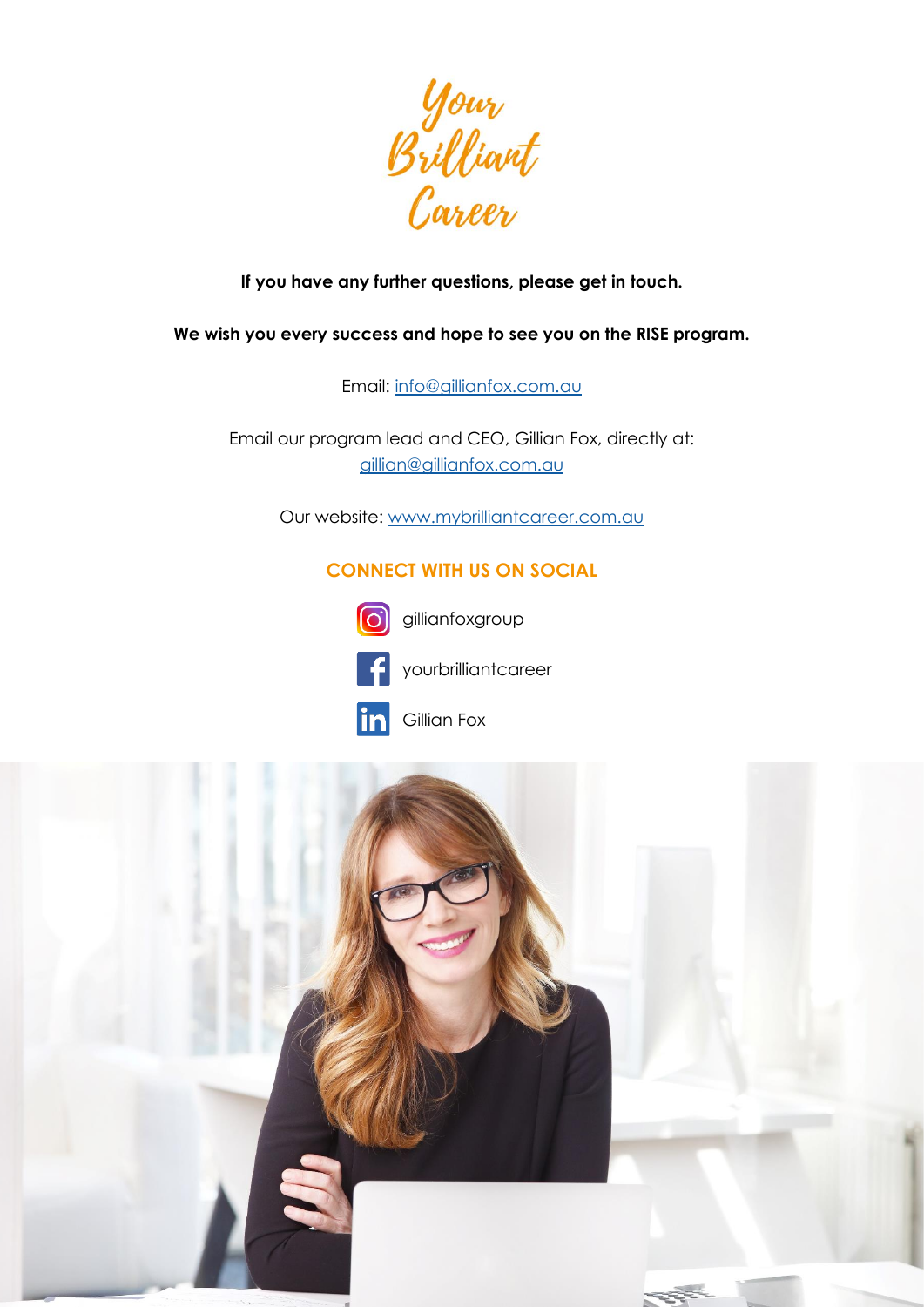Your Brilliant Career

**If you have any further questions, please get in touch.**

**We wish you every success and hope to see you on the RISE program.**

Email: info@gillianfox.com.au

Email our program lead and CEO, Gillian Fox, directly at: gillian@gillianfox.com.au

Our website: www.mybrilliantcareer.com.au

## CONNECT WITH US ON SOCIAL

gillianfoxgroup

yourbrilliantcareer

Gillian Fox